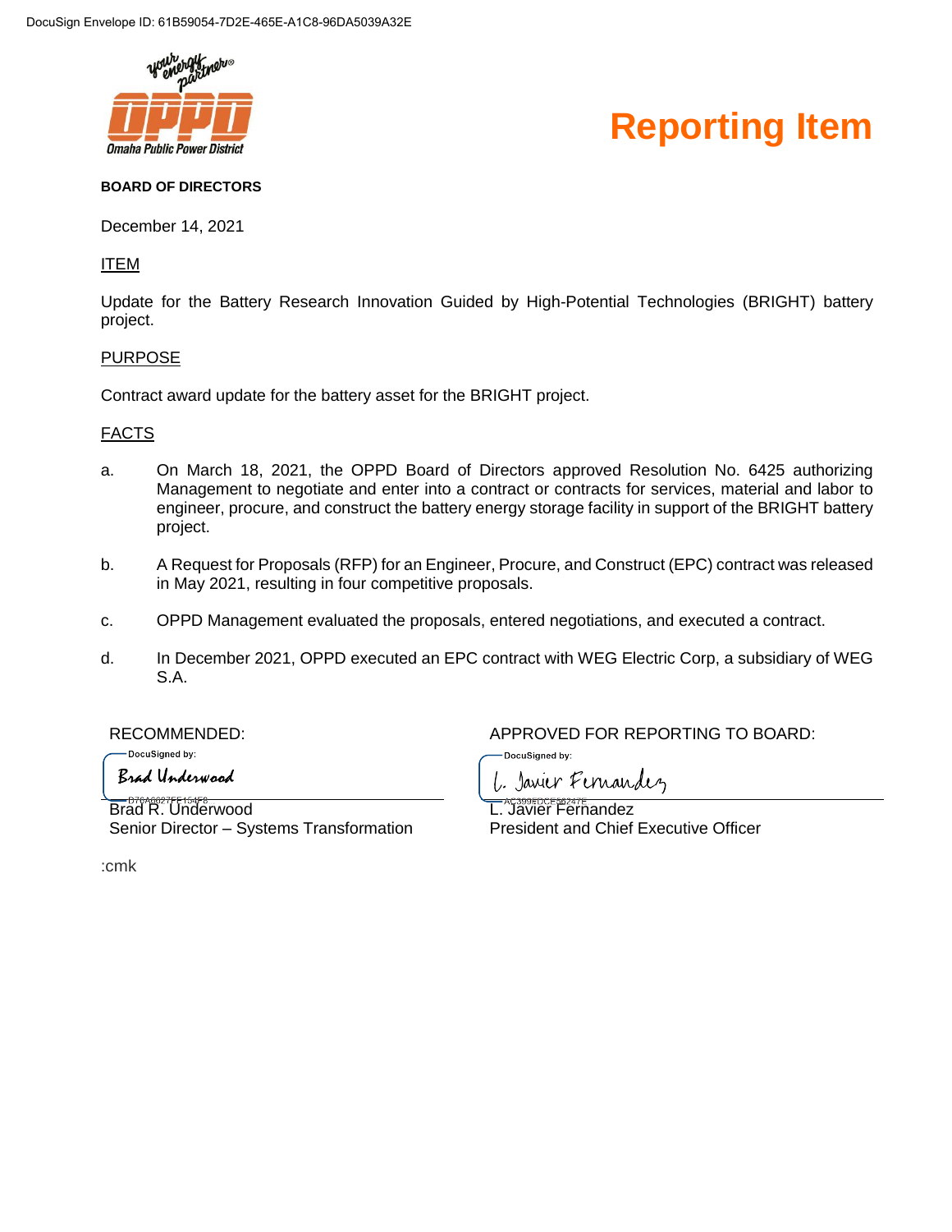DocuSign Envelope ID: 61B59054-7D2E-465E-A1C8-96DA5039A32E

Omaha Public Power District

# Reporting Item

**BOARD OF DIRECTORS**

December 14, 2021

## ITEM

Update for the Battery Research Innovation Guided by High-Potential Technologies (BRIGHT) battery project.

## PURPOSE

Contract award update for the battery asset for the BRIGHT project.

## FACTS

a. On March 18, 2021, the OPPD Board of Directors approved Resolution No. 6425 authorizing Management to negotiate and enter into a contract or contracts for services, material and labor to engineer, procure, and construct the battery energy storage facility in support of the BRIGHT battery project.

b. A Request for Proposals (RFP) for an Engineer, Procure, and Construct (EPC) contract was released in May 2021, resulting in four competitive proposals.

c. OPPD Management evaluated the proposals, entered negotiations, and executed a contract.

d. In December 2021, OPPD executed an EPC contract with WEG Electric Corp, a subsidiary of WEG S.A.

RECOMMENDED:

DocuSigned by:
Brad Underwood
D76A6027FE154F8...

Brad R. Underwood
Senior Director – Systems Transformation

APPROVED FOR REPORTING TO BOARD:

DocuSigned by:
L. Javier Fernandez
AC399EDCE56247E...

L. Javier Fernandez
President and Chief Executive Officer

:cmk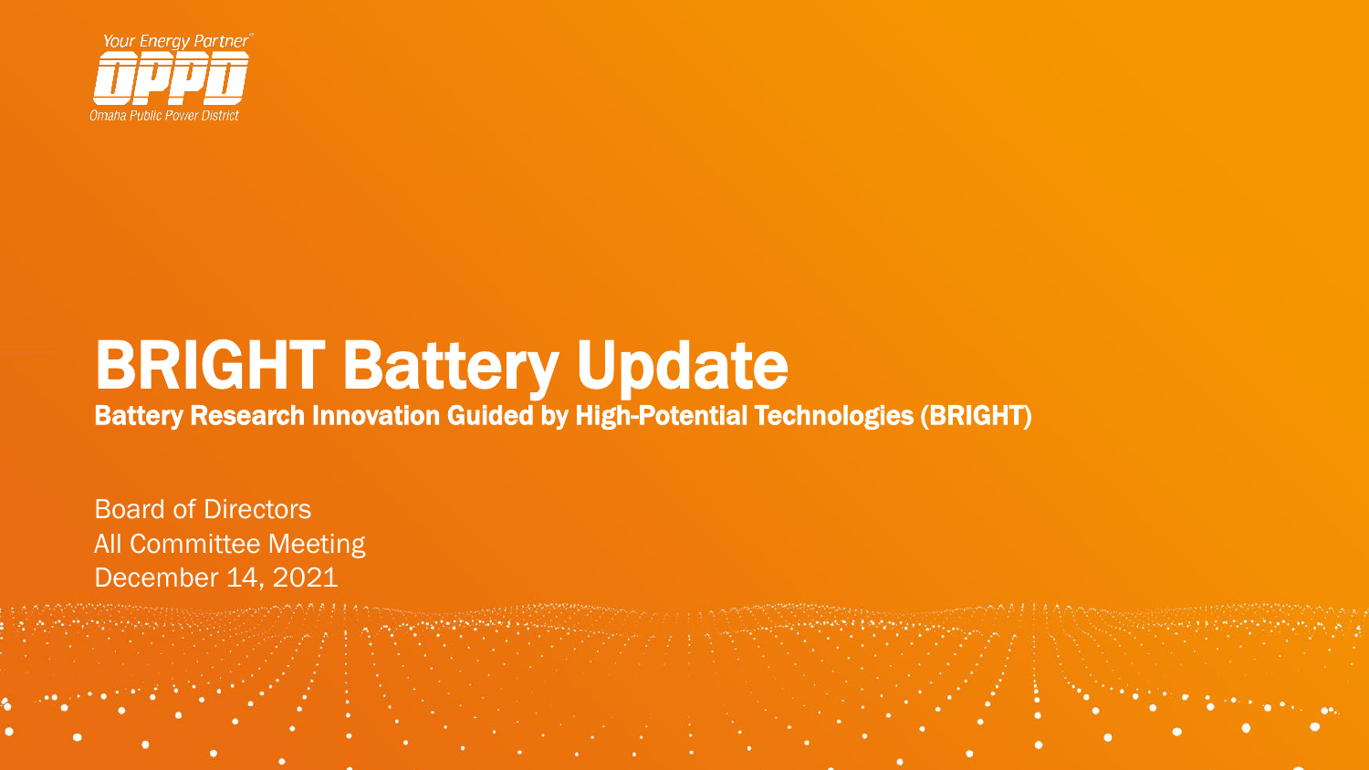Your Energy Partner

OPPD

Omaha Public Power District

# BRIGHT Battery Update

## Battery Research Innovation Guided by High-Potential Technologies (BRIGHT)

Board of Directors
All Committee Meeting
December 14, 2021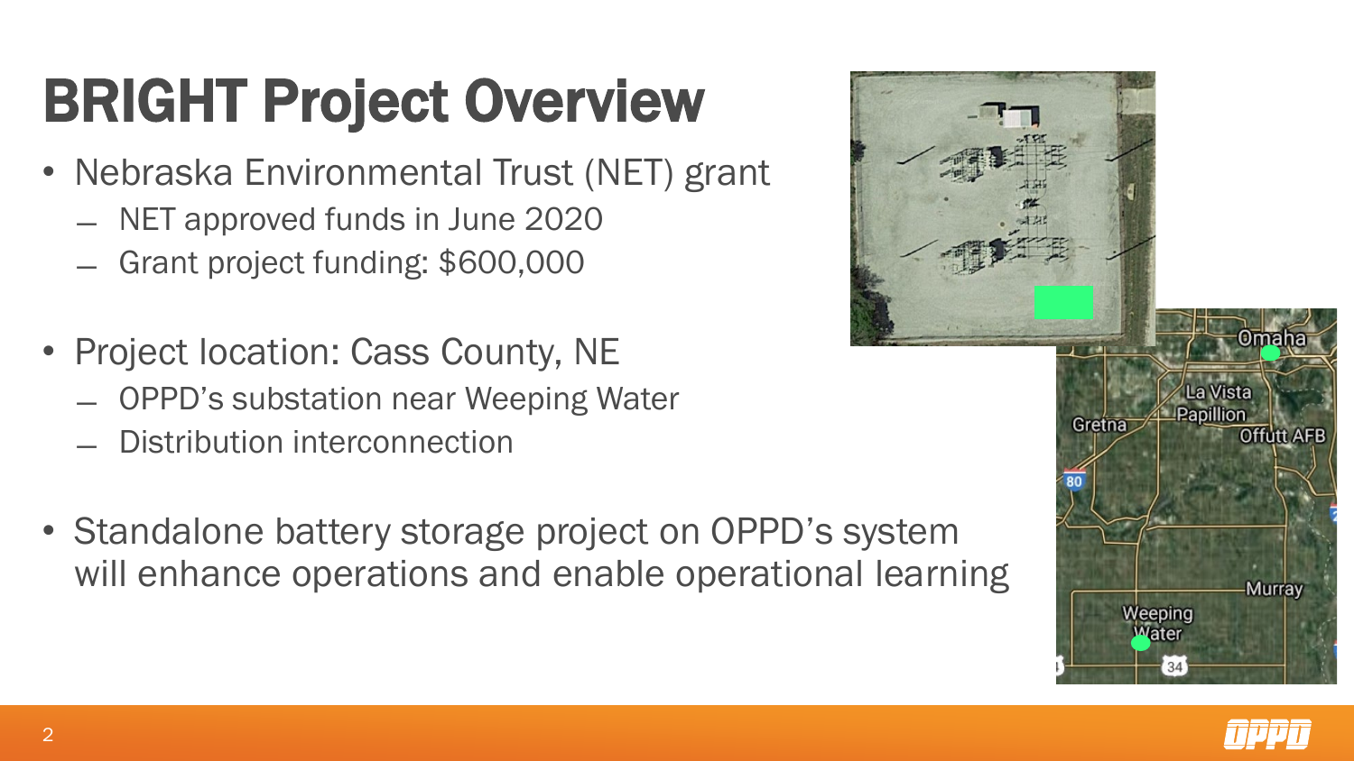# BRIGHT Project Overview

- Nebraska Environmental Trust (NET) grant
  - NET approved funds in June 2020
  - Grant project funding: $600,000
- Project location: Cass County, NE
  - OPPD's substation near Weeping Water
  - Distribution interconnection
- Standalone battery storage project on OPPD's system will enhance operations and enable operational learning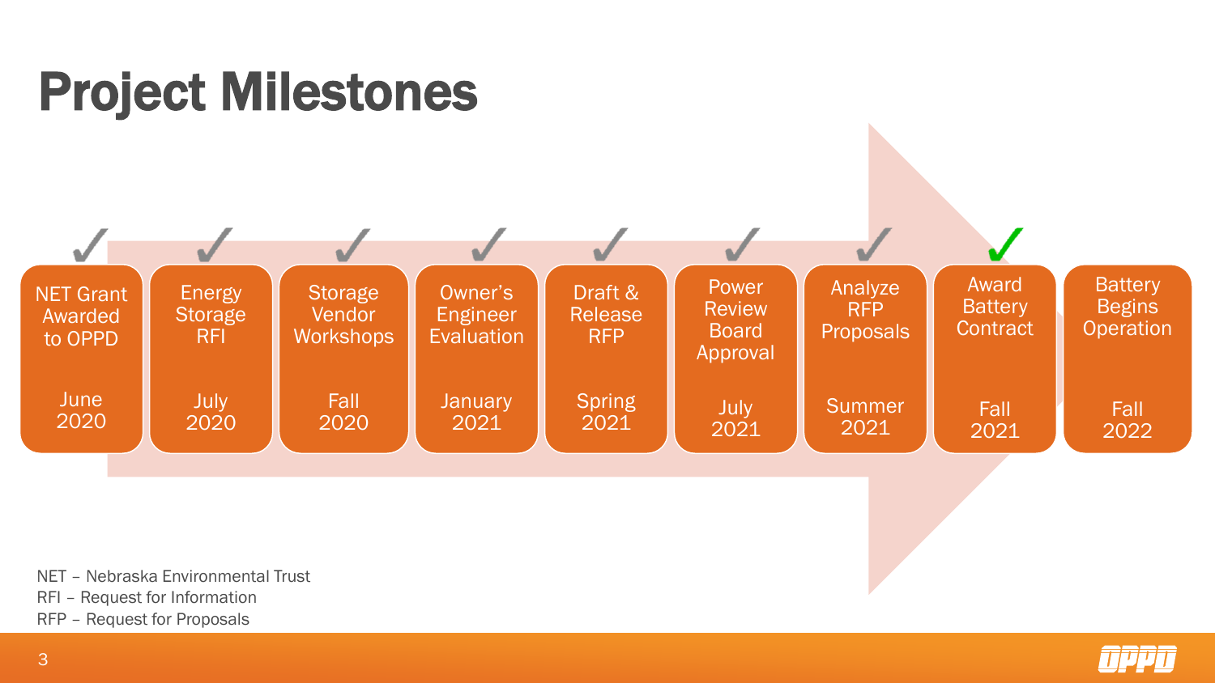# Project Milestones

| Milestone | Date | Status |
| --- | --- | --- |
| NET Grant Awarded to OPPD | June 2020 | ✓ |
| Energy Storage RFI | July 2020 | ✓ |
| Storage Vendor Workshops | Fall 2020 | ✓ |
| Owner's Engineer Evaluation | January 2021 | ✓ |
| Draft & Release RFP | Spring 2021 | ✓ |
| Power Review Board Approval | July 2021 | ✓ |
| Analyze RFP Proposals | Summer 2021 | ✓ |
| Award Battery Contract | Fall 2021 | ✓ |
| Battery Begins Operation | Fall 2022 | |

NET – Nebraska Environmental Trust
RFI – Request for Information
RFP – Request for Proposals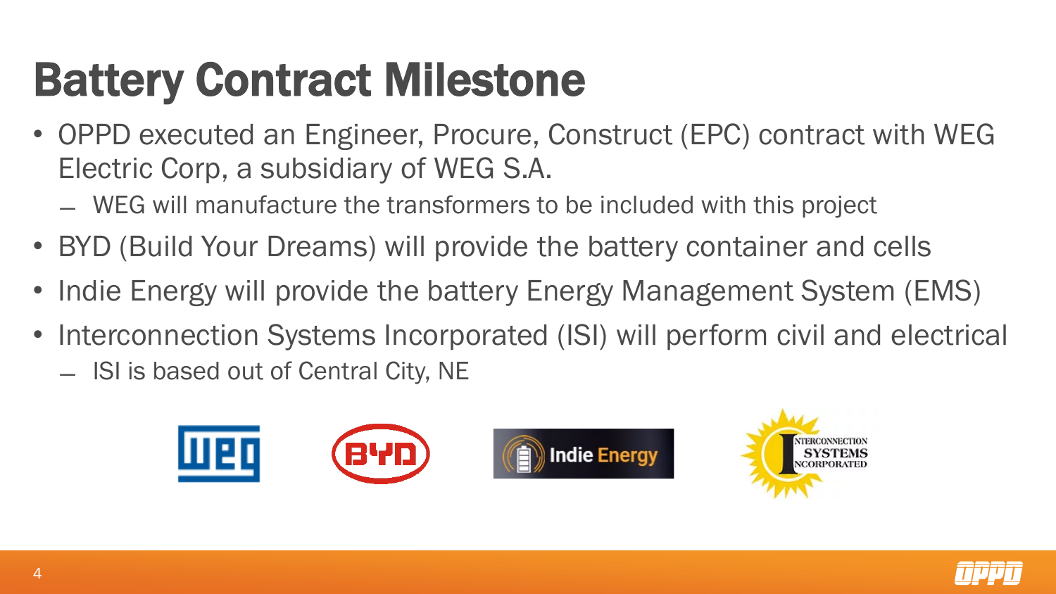# Battery Contract Milestone

- OPPD executed an Engineer, Procure, Construct (EPC) contract with WEG Electric Corp, a subsidiary of WEG S.A.
  - WEG will manufacture the transformers to be included with this project
- BYD (Build Your Dreams) will provide the battery container and cells
- Indie Energy will provide the battery Energy Management System (EMS)
- Interconnection Systems Incorporated (ISI) will perform civil and electrical
  - ISI is based out of Central City, NE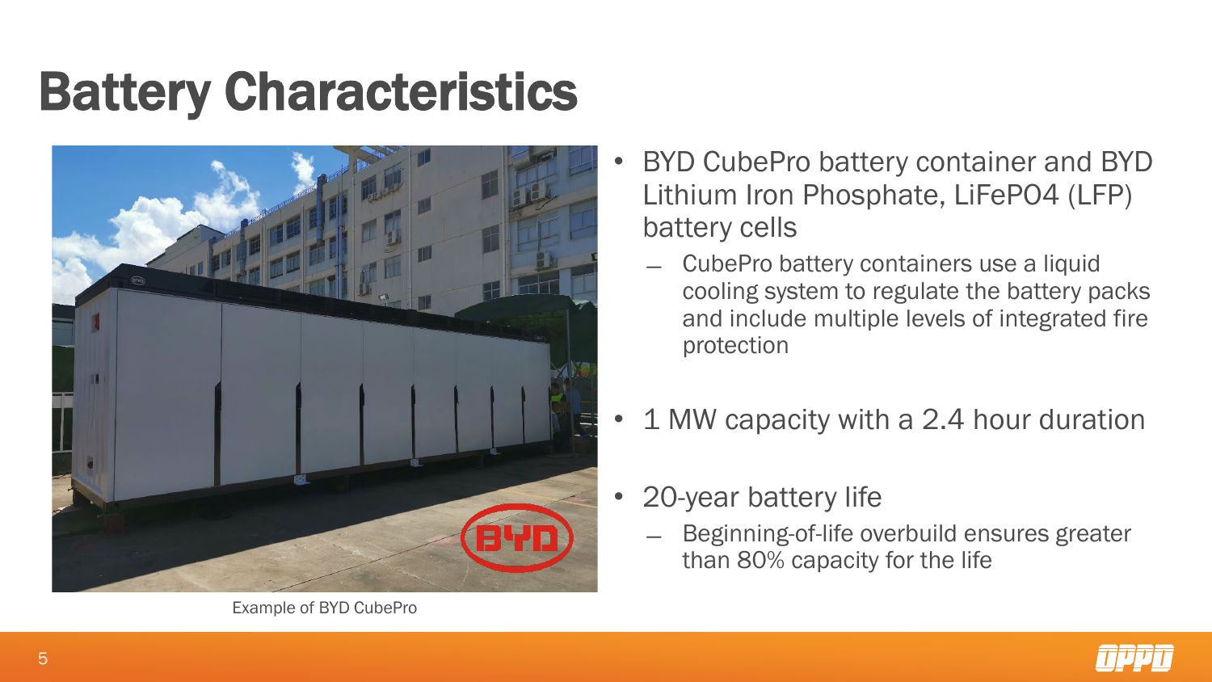# Battery Characteristics

Example of BYD CubePro

- BYD CubePro battery container and BYD Lithium Iron Phosphate, $LiFePO_4$ (LFP) battery cells
  - CubePro battery containers use a liquid cooling system to regulate the battery packs and include multiple levels of integrated fire protection
- 1 MW capacity with a 2.4 hour duration
- 20-year battery life
  - Beginning-of-life overbuild ensures greater than 80% capacity for the life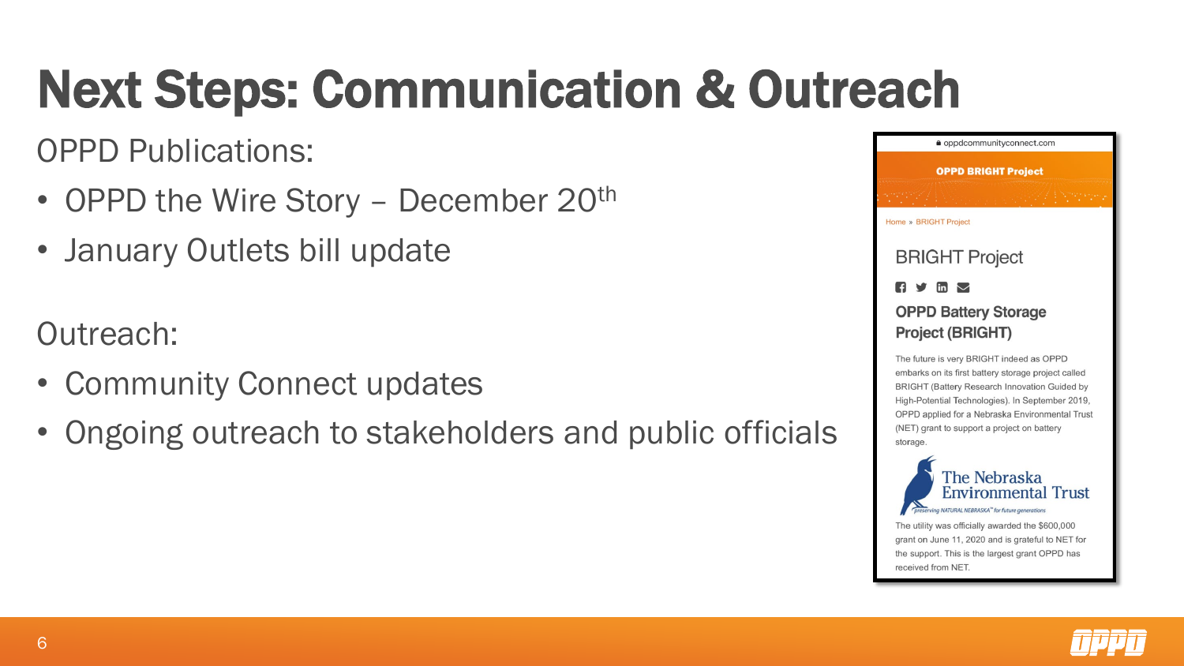# Next Steps: Communication & Outreach

OPPD Publications:

- OPPD the Wire Story – December 20th
- January Outlets bill update

Outreach:

- Community Connect updates
- Ongoing outreach to stakeholders and public officials

oppdcommunityconnect.com

OPPD BRIGHT Project

Home » BRIGHT Project

BRIGHT Project

### OPPD Battery Storage Project (BRIGHT)

The future is very BRIGHT indeed as OPPD embarks on its first battery storage project called BRIGHT (Battery Research Innovation Guided by High-Potential Technologies). In September 2019, OPPD applied for a Nebraska Environmental Trust (NET) grant to support a project on battery storage.

The Nebraska Environmental Trust

"preserving NATURAL NEBRASKA" for future generations

The utility was officially awarded the $600,000 grant on June 11, 2020 and is grateful to NET for the support. This is the largest grant OPPD has received from NET.